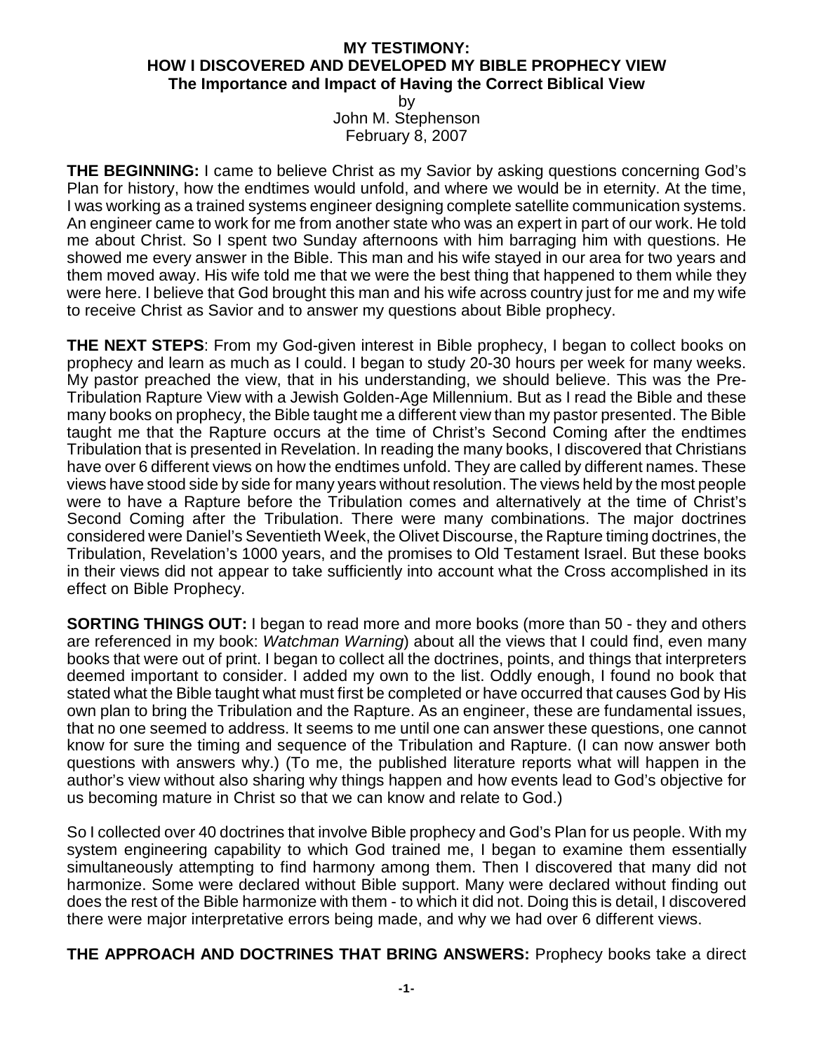**MY TESTIMONY:**
**HOW I DISCOVERED AND DEVELOPED MY BIBLE PROPHECY VIEW**
**The Importance and Impact of Having the Correct Biblical View**

by
John M. Stephenson
February 8, 2007

**THE BEGINNING:** I came to believe Christ as my Savior by asking questions concerning God's Plan for history, how the endtimes would unfold, and where we would be in eternity. At the time, I was working as a trained systems engineer designing complete satellite communication systems. An engineer came to work for me from another state who was an expert in part of our work. He told me about Christ. So I spent two Sunday afternoons with him barraging him with questions. He showed me every answer in the Bible. This man and his wife stayed in our area for two years and them moved away. His wife told me that we were the best thing that happened to them while they were here. I believe that God brought this man and his wife across country just for me and my wife to receive Christ as Savior and to answer my questions about Bible prophecy.

**THE NEXT STEPS**: From my God-given interest in Bible prophecy, I began to collect books on prophecy and learn as much as I could. I began to study 20-30 hours per week for many weeks. My pastor preached the view, that in his understanding, we should believe. This was the Pre-Tribulation Rapture View with a Jewish Golden-Age Millennium. But as I read the Bible and these many books on prophecy, the Bible taught me a different view than my pastor presented. The Bible taught me that the Rapture occurs at the time of Christ's Second Coming after the endtimes Tribulation that is presented in Revelation. In reading the many books, I discovered that Christians have over 6 different views on how the endtimes unfold. They are called by different names. These views have stood side by side for many years without resolution. The views held by the most people were to have a Rapture before the Tribulation comes and alternatively at the time of Christ's Second Coming after the Tribulation. There were many combinations. The major doctrines considered were Daniel's Seventieth Week, the Olivet Discourse, the Rapture timing doctrines, the Tribulation, Revelation's 1000 years, and the promises to Old Testament Israel. But these books in their views did not appear to take sufficiently into account what the Cross accomplished in its effect on Bible Prophecy.

**SORTING THINGS OUT:** I began to read more and more books (more than 50 - they and others are referenced in my book: *Watchman Warning*) about all the views that I could find, even many books that were out of print. I began to collect all the doctrines, points, and things that interpreters deemed important to consider. I added my own to the list. Oddly enough, I found no book that stated what the Bible taught what must first be completed or have occurred that causes God by His own plan to bring the Tribulation and the Rapture. As an engineer, these are fundamental issues, that no one seemed to address. It seems to me until one can answer these questions, one cannot know for sure the timing and sequence of the Tribulation and Rapture. (I can now answer both questions with answers why.) (To me, the published literature reports what will happen in the author's view without also sharing why things happen and how events lead to God's objective for us becoming mature in Christ so that we can know and relate to God.)

So I collected over 40 doctrines that involve Bible prophecy and God's Plan for us people. With my system engineering capability to which God trained me, I began to examine them essentially simultaneously attempting to find harmony among them. Then I discovered that many did not harmonize. Some were declared without Bible support. Many were declared without finding out does the rest of the Bible harmonize with them - to which it did not. Doing this is detail, I discovered there were major interpretative errors being made, and why we had over 6 different views.

**THE APPROACH AND DOCTRINES THAT BRING ANSWERS:** Prophecy books take a direct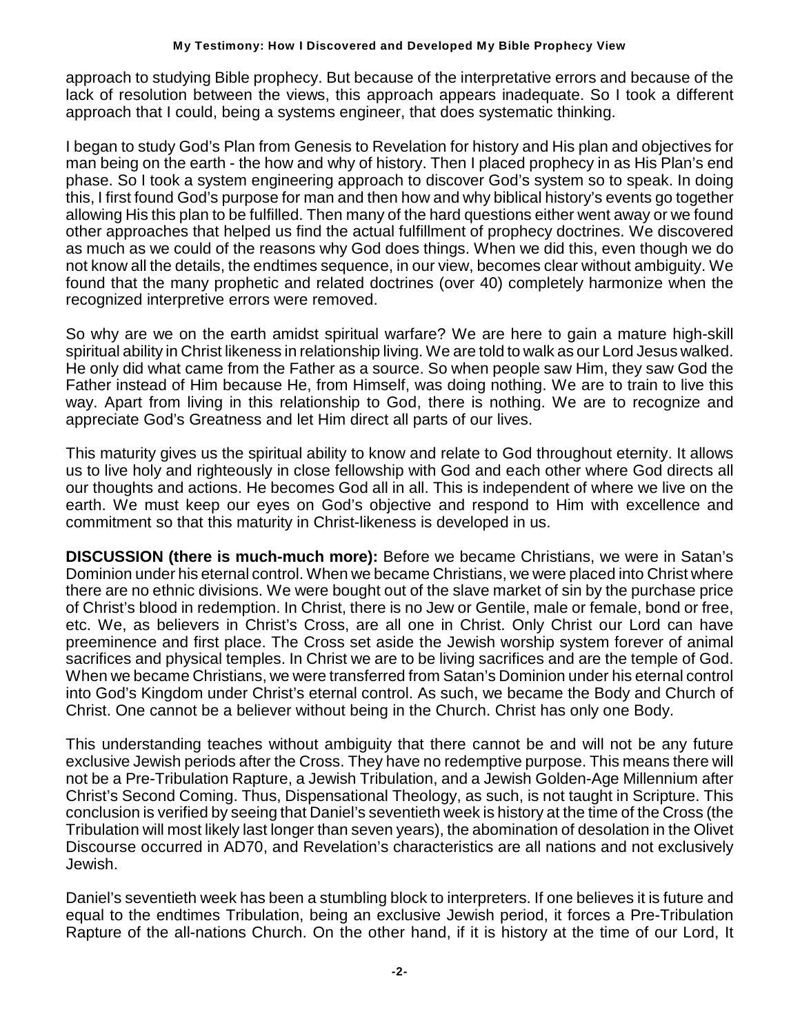approach to studying Bible prophecy. But because of the interpretative errors and because of the lack of resolution between the views, this approach appears inadequate. So I took a different approach that I could, being a systems engineer, that does systematic thinking.

I began to study God's Plan from Genesis to Revelation for history and His plan and objectives for man being on the earth - the how and why of history. Then I placed prophecy in as His Plan's end phase. So I took a system engineering approach to discover God's system so to speak. In doing this, I first found God's purpose for man and then how and why biblical history's events go together allowing His this plan to be fulfilled. Then many of the hard questions either went away or we found other approaches that helped us find the actual fulfillment of prophecy doctrines. We discovered as much as we could of the reasons why God does things. When we did this, even though we do not know all the details, the endtimes sequence, in our view, becomes clear without ambiguity. We found that the many prophetic and related doctrines (over 40) completely harmonize when the recognized interpretive errors were removed.

So why are we on the earth amidst spiritual warfare? We are here to gain a mature high-skill spiritual ability in Christ likeness in relationship living. We are told to walk as our Lord Jesus walked. He only did what came from the Father as a source. So when people saw Him, they saw God the Father instead of Him because He, from Himself, was doing nothing. We are to train to live this way. Apart from living in this relationship to God, there is nothing. We are to recognize and appreciate God's Greatness and let Him direct all parts of our lives.

This maturity gives us the spiritual ability to know and relate to God throughout eternity. It allows us to live holy and righteously in close fellowship with God and each other where God directs all our thoughts and actions. He becomes God all in all. This is independent of where we live on the earth. We must keep our eyes on God's objective and respond to Him with excellence and commitment so that this maturity in Christ-likeness is developed in us.

**DISCUSSION (there is much-much more):** Before we became Christians, we were in Satan's Dominion under his eternal control. When we became Christians, we were placed into Christ where there are no ethnic divisions. We were bought out of the slave market of sin by the purchase price of Christ's blood in redemption. In Christ, there is no Jew or Gentile, male or female, bond or free, etc. We, as believers in Christ's Cross, are all one in Christ. Only Christ our Lord can have preeminence and first place. The Cross set aside the Jewish worship system forever of animal sacrifices and physical temples. In Christ we are to be living sacrifices and are the temple of God. When we became Christians, we were transferred from Satan's Dominion under his eternal control into God's Kingdom under Christ's eternal control. As such, we became the Body and Church of Christ. One cannot be a believer without being in the Church. Christ has only one Body.

This understanding teaches without ambiguity that there cannot be and will not be any future exclusive Jewish periods after the Cross. They have no redemptive purpose. This means there will not be a Pre-Tribulation Rapture, a Jewish Tribulation, and a Jewish Golden-Age Millennium after Christ's Second Coming. Thus, Dispensational Theology, as such, is not taught in Scripture. This conclusion is verified by seeing that Daniel's seventieth week is history at the time of the Cross (the Tribulation will most likely last longer than seven years), the abomination of desolation in the Olivet Discourse occurred in AD70, and Revelation's characteristics are all nations and not exclusively Jewish.

Daniel's seventieth week has been a stumbling block to interpreters. If one believes it is future and equal to the endtimes Tribulation, being an exclusive Jewish period, it forces a Pre-Tribulation Rapture of the all-nations Church. On the other hand, if it is history at the time of our Lord, It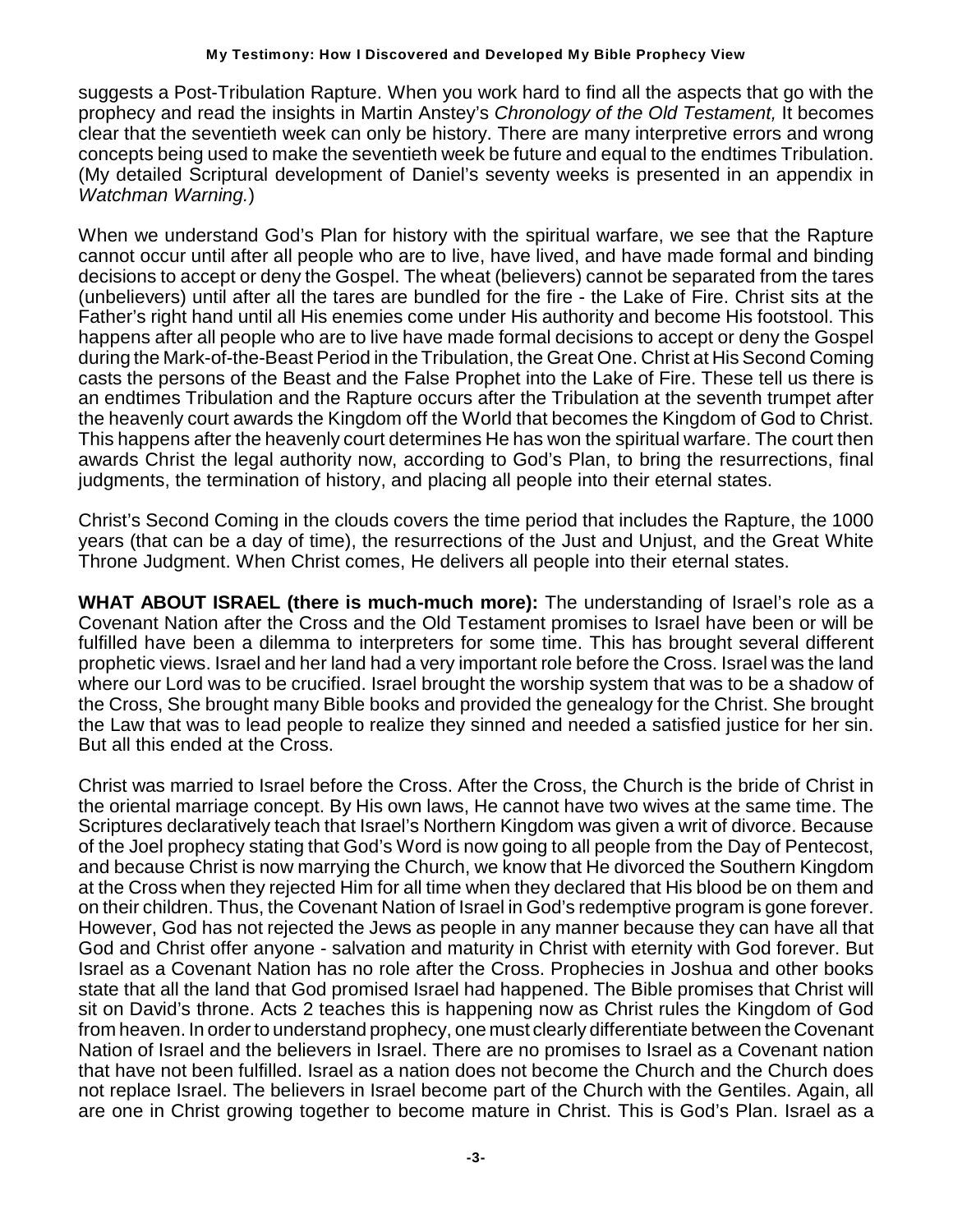suggests a Post-Tribulation Rapture. When you work hard to find all the aspects that go with the prophecy and read the insights in Martin Anstey's *Chronology of the Old Testament,* It becomes clear that the seventieth week can only be history. There are many interpretive errors and wrong concepts being used to make the seventieth week be future and equal to the endtimes Tribulation. (My detailed Scriptural development of Daniel's seventy weeks is presented in an appendix in *Watchman Warning.*)

When we understand God's Plan for history with the spiritual warfare, we see that the Rapture cannot occur until after all people who are to live, have lived, and have made formal and binding decisions to accept or deny the Gospel. The wheat (believers) cannot be separated from the tares (unbelievers) until after all the tares are bundled for the fire - the Lake of Fire. Christ sits at the Father's right hand until all His enemies come under His authority and become His footstool. This happens after all people who are to live have made formal decisions to accept or deny the Gospel during the Mark-of-the-Beast Period in the Tribulation, the Great One. Christ at His Second Coming casts the persons of the Beast and the False Prophet into the Lake of Fire. These tell us there is an endtimes Tribulation and the Rapture occurs after the Tribulation at the seventh trumpet after the heavenly court awards the Kingdom off the World that becomes the Kingdom of God to Christ. This happens after the heavenly court determines He has won the spiritual warfare. The court then awards Christ the legal authority now, according to God's Plan, to bring the resurrections, final judgments, the termination of history, and placing all people into their eternal states.

Christ's Second Coming in the clouds covers the time period that includes the Rapture, the 1000 years (that can be a day of time), the resurrections of the Just and Unjust, and the Great White Throne Judgment. When Christ comes, He delivers all people into their eternal states.

**WHAT ABOUT ISRAEL (there is much-much more):** The understanding of Israel's role as a Covenant Nation after the Cross and the Old Testament promises to Israel have been or will be fulfilled have been a dilemma to interpreters for some time. This has brought several different prophetic views. Israel and her land had a very important role before the Cross. Israel was the land where our Lord was to be crucified. Israel brought the worship system that was to be a shadow of the Cross, She brought many Bible books and provided the genealogy for the Christ. She brought the Law that was to lead people to realize they sinned and needed a satisfied justice for her sin. But all this ended at the Cross.

Christ was married to Israel before the Cross. After the Cross, the Church is the bride of Christ in the oriental marriage concept. By His own laws, He cannot have two wives at the same time. The Scriptures declaratively teach that Israel's Northern Kingdom was given a writ of divorce. Because of the Joel prophecy stating that God's Word is now going to all people from the Day of Pentecost, and because Christ is now marrying the Church, we know that He divorced the Southern Kingdom at the Cross when they rejected Him for all time when they declared that His blood be on them and on their children. Thus, the Covenant Nation of Israel in God's redemptive program is gone forever. However, God has not rejected the Jews as people in any manner because they can have all that God and Christ offer anyone - salvation and maturity in Christ with eternity with God forever. But Israel as a Covenant Nation has no role after the Cross. Prophecies in Joshua and other books state that all the land that God promised Israel had happened. The Bible promises that Christ will sit on David's throne. Acts 2 teaches this is happening now as Christ rules the Kingdom of God from heaven. In order to understand prophecy, one must clearly differentiate between the Covenant Nation of Israel and the believers in Israel. There are no promises to Israel as a Covenant nation that have not been fulfilled. Israel as a nation does not become the Church and the Church does not replace Israel. The believers in Israel become part of the Church with the Gentiles. Again, all are one in Christ growing together to become mature in Christ. This is God's Plan. Israel as a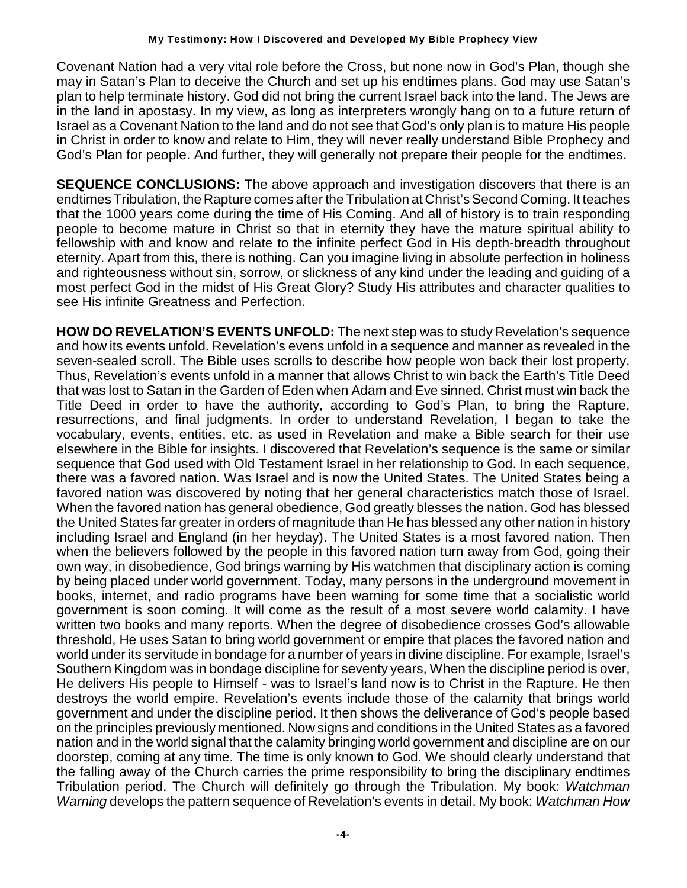Covenant Nation had a very vital role before the Cross, but none now in God's Plan, though she may in Satan's Plan to deceive the Church and set up his endtimes plans. God may use Satan's plan to help terminate history. God did not bring the current Israel back into the land. The Jews are in the land in apostasy. In my view, as long as interpreters wrongly hang on to a future return of Israel as a Covenant Nation to the land and do not see that God's only plan is to mature His people in Christ in order to know and relate to Him, they will never really understand Bible Prophecy and God's Plan for people. And further, they will generally not prepare their people for the endtimes.

**SEQUENCE CONCLUSIONS:** The above approach and investigation discovers that there is an endtimes Tribulation, the Rapture comes after the Tribulation at Christ's Second Coming. It teaches that the 1000 years come during the time of His Coming. And all of history is to train responding people to become mature in Christ so that in eternity they have the mature spiritual ability to fellowship with and know and relate to the infinite perfect God in His depth-breadth throughout eternity. Apart from this, there is nothing. Can you imagine living in absolute perfection in holiness and righteousness without sin, sorrow, or slickness of any kind under the leading and guiding of a most perfect God in the midst of His Great Glory? Study His attributes and character qualities to see His infinite Greatness and Perfection.

**HOW DO REVELATION'S EVENTS UNFOLD:** The next step was to study Revelation's sequence and how its events unfold. Revelation's evens unfold in a sequence and manner as revealed in the seven-sealed scroll. The Bible uses scrolls to describe how people won back their lost property. Thus, Revelation's events unfold in a manner that allows Christ to win back the Earth's Title Deed that was lost to Satan in the Garden of Eden when Adam and Eve sinned. Christ must win back the Title Deed in order to have the authority, according to God's Plan, to bring the Rapture, resurrections, and final judgments. In order to understand Revelation, I began to take the vocabulary, events, entities, etc. as used in Revelation and make a Bible search for their use elsewhere in the Bible for insights. I discovered that Revelation's sequence is the same or similar sequence that God used with Old Testament Israel in her relationship to God. In each sequence, there was a favored nation. Was Israel and is now the United States. The United States being a favored nation was discovered by noting that her general characteristics match those of Israel. When the favored nation has general obedience, God greatly blesses the nation. God has blessed the United States far greater in orders of magnitude than He has blessed any other nation in history including Israel and England (in her heyday). The United States is a most favored nation. Then when the believers followed by the people in this favored nation turn away from God, going their own way, in disobedience, God brings warning by His watchmen that disciplinary action is coming by being placed under world government. Today, many persons in the underground movement in books, internet, and radio programs have been warning for some time that a socialistic world government is soon coming. It will come as the result of a most severe world calamity. I have written two books and many reports. When the degree of disobedience crosses God's allowable threshold, He uses Satan to bring world government or empire that places the favored nation and world under its servitude in bondage for a number of years in divine discipline. For example, Israel's Southern Kingdom was in bondage discipline for seventy years, When the discipline period is over, He delivers His people to Himself - was to Israel's land now is to Christ in the Rapture. He then destroys the world empire. Revelation's events include those of the calamity that brings world government and under the discipline period. It then shows the deliverance of God's people based on the principles previously mentioned. Now signs and conditions in the United States as a favored nation and in the world signal that the calamity bringing world government and discipline are on our doorstep, coming at any time. The time is only known to God. We should clearly understand that the falling away of the Church carries the prime responsibility to bring the disciplinary endtimes Tribulation period. The Church will definitely go through the Tribulation. My book: *Watchman Warning* develops the pattern sequence of Revelation's events in detail. My book: *Watchman How*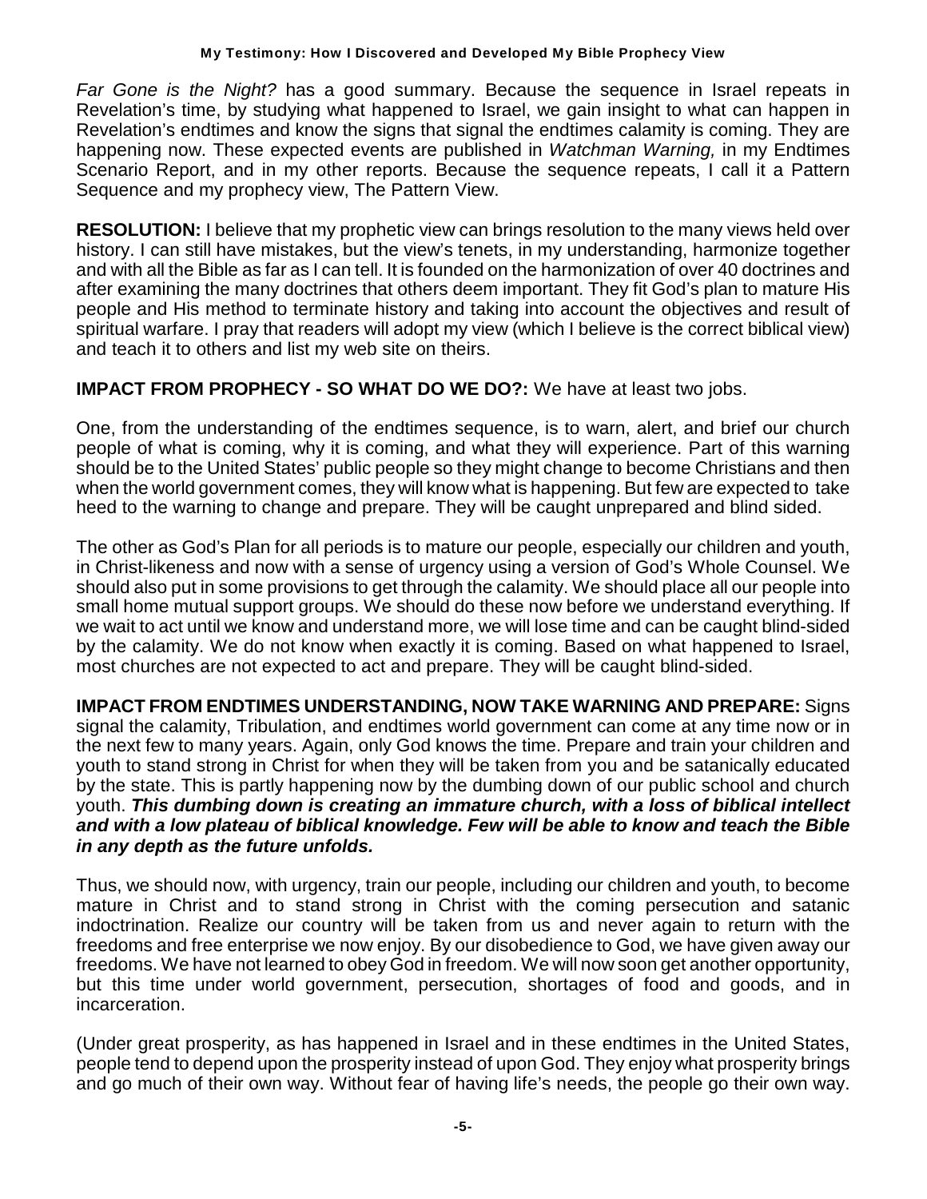*Far Gone is the Night?* has a good summary. Because the sequence in Israel repeats in Revelation's time, by studying what happened to Israel, we gain insight to what can happen in Revelation's endtimes and know the signs that signal the endtimes calamity is coming. They are happening now. These expected events are published in *Watchman Warning,* in my Endtimes Scenario Report, and in my other reports. Because the sequence repeats, I call it a Pattern Sequence and my prophecy view, The Pattern View.

**RESOLUTION:** I believe that my prophetic view can brings resolution to the many views held over history. I can still have mistakes, but the view's tenets, in my understanding, harmonize together and with all the Bible as far as I can tell. It is founded on the harmonization of over 40 doctrines and after examining the many doctrines that others deem important. They fit God's plan to mature His people and His method to terminate history and taking into account the objectives and result of spiritual warfare. I pray that readers will adopt my view (which I believe is the correct biblical view) and teach it to others and list my web site on theirs.

**IMPACT FROM PROPHECY - SO WHAT DO WE DO?:** We have at least two jobs.

One, from the understanding of the endtimes sequence, is to warn, alert, and brief our church people of what is coming, why it is coming, and what they will experience. Part of this warning should be to the United States' public people so they might change to become Christians and then when the world government comes, they will know what is happening. But few are expected to take heed to the warning to change and prepare. They will be caught unprepared and blind sided.

The other as God's Plan for all periods is to mature our people, especially our children and youth, in Christ-likeness and now with a sense of urgency using a version of God's Whole Counsel. We should also put in some provisions to get through the calamity. We should place all our people into small home mutual support groups. We should do these now before we understand everything. If we wait to act until we know and understand more, we will lose time and can be caught blind-sided by the calamity. We do not know when exactly it is coming. Based on what happened to Israel, most churches are not expected to act and prepare. They will be caught blind-sided.

**IMPACT FROM ENDTIMES UNDERSTANDING, NOW TAKE WARNING AND PREPARE:** Signs signal the calamity, Tribulation, and endtimes world government can come at any time now or in the next few to many years. Again, only God knows the time. Prepare and train your children and youth to stand strong in Christ for when they will be taken from you and be satanically educated by the state. This is partly happening now by the dumbing down of our public school and church youth. ***This dumbing down is creating an immature church, with a loss of biblical intellect and with a low plateau of biblical knowledge. Few will be able to know and teach the Bible in any depth as the future unfolds.***

Thus, we should now, with urgency, train our people, including our children and youth, to become mature in Christ and to stand strong in Christ with the coming persecution and satanic indoctrination. Realize our country will be taken from us and never again to return with the freedoms and free enterprise we now enjoy. By our disobedience to God, we have given away our freedoms. We have not learned to obey God in freedom. We will now soon get another opportunity, but this time under world government, persecution, shortages of food and goods, and in incarceration.

(Under great prosperity, as has happened in Israel and in these endtimes in the United States, people tend to depend upon the prosperity instead of upon God. They enjoy what prosperity brings and go much of their own way. Without fear of having life's needs, the people go their own way.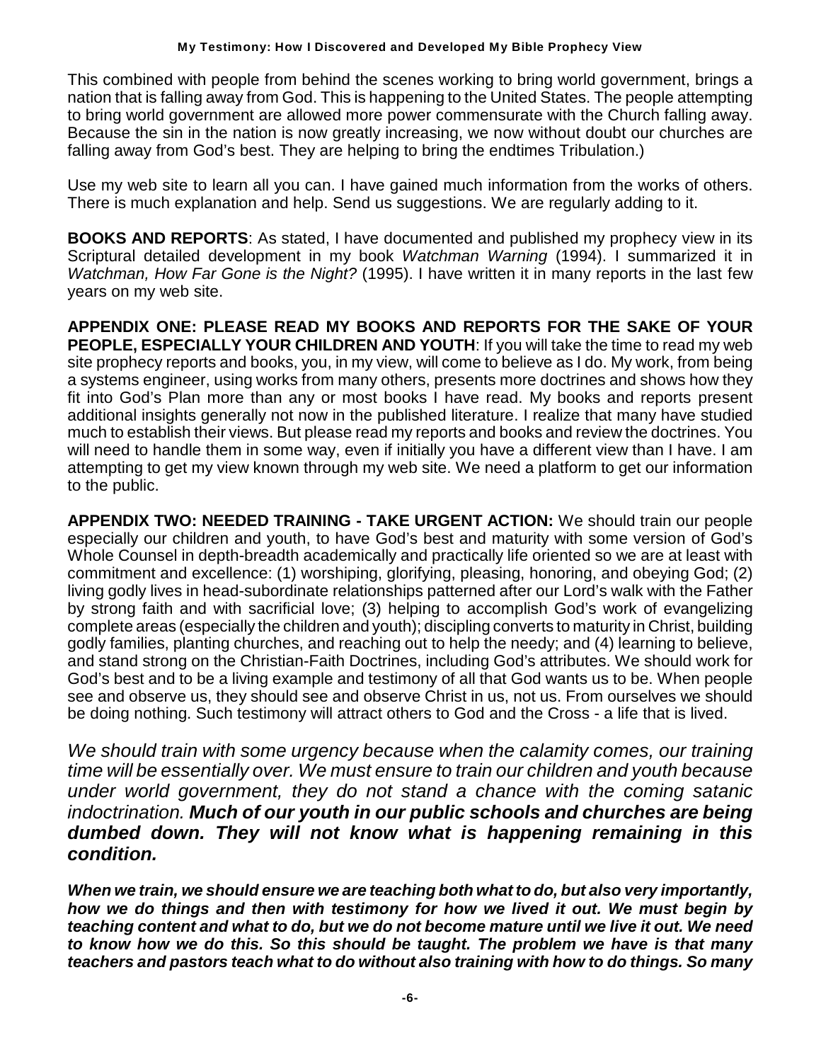This combined with people from behind the scenes working to bring world government, brings a nation that is falling away from God. This is happening to the United States. The people attempting to bring world government are allowed more power commensurate with the Church falling away. Because the sin in the nation is now greatly increasing, we now without doubt our churches are falling away from God's best. They are helping to bring the endtimes Tribulation.)

Use my web site to learn all you can. I have gained much information from the works of others. There is much explanation and help. Send us suggestions. We are regularly adding to it.

**BOOKS AND REPORTS**: As stated, I have documented and published my prophecy view in its Scriptural detailed development in my book *Watchman Warning* (1994). I summarized it in *Watchman, How Far Gone is the Night?* (1995). I have written it in many reports in the last few years on my web site.

**APPENDIX ONE: PLEASE READ MY BOOKS AND REPORTS FOR THE SAKE OF YOUR PEOPLE, ESPECIALLY YOUR CHILDREN AND YOUTH**: If you will take the time to read my web site prophecy reports and books, you, in my view, will come to believe as I do. My work, from being a systems engineer, using works from many others, presents more doctrines and shows how they fit into God's Plan more than any or most books I have read. My books and reports present additional insights generally not now in the published literature. I realize that many have studied much to establish their views. But please read my reports and books and review the doctrines. You will need to handle them in some way, even if initially you have a different view than I have. I am attempting to get my view known through my web site. We need a platform to get our information to the public.

**APPENDIX TWO: NEEDED TRAINING - TAKE URGENT ACTION:** We should train our people especially our children and youth, to have God's best and maturity with some version of God's Whole Counsel in depth-breadth academically and practically life oriented so we are at least with commitment and excellence: (1) worshiping, glorifying, pleasing, honoring, and obeying God; (2) living godly lives in head-subordinate relationships patterned after our Lord's walk with the Father by strong faith and with sacrificial love; (3) helping to accomplish God's work of evangelizing complete areas (especially the children and youth); discipling converts to maturity in Christ, building godly families, planting churches, and reaching out to help the needy; and (4) learning to believe, and stand strong on the Christian-Faith Doctrines, including God's attributes. We should work for God's best and to be a living example and testimony of all that God wants us to be. When people see and observe us, they should see and observe Christ in us, not us. From ourselves we should be doing nothing. Such testimony will attract others to God and the Cross - a life that is lived.

*We should train with some urgency because when the calamity comes, our training time will be essentially over. We must ensure to train our children and youth because under world government, they do not stand a chance with the coming satanic indoctrination.* ***Much of our youth in our public schools and churches are being dumbed down. They will not know what is happening remaining in this condition.***

***When we train, we should ensure we are teaching both what to do, but also very importantly, how we do things and then with testimony for how we lived it out. We must begin by teaching content and what to do, but we do not become mature until we live it out. We need to know how we do this. So this should be taught. The problem we have is that many teachers and pastors teach what to do without also training with how to do things. So many***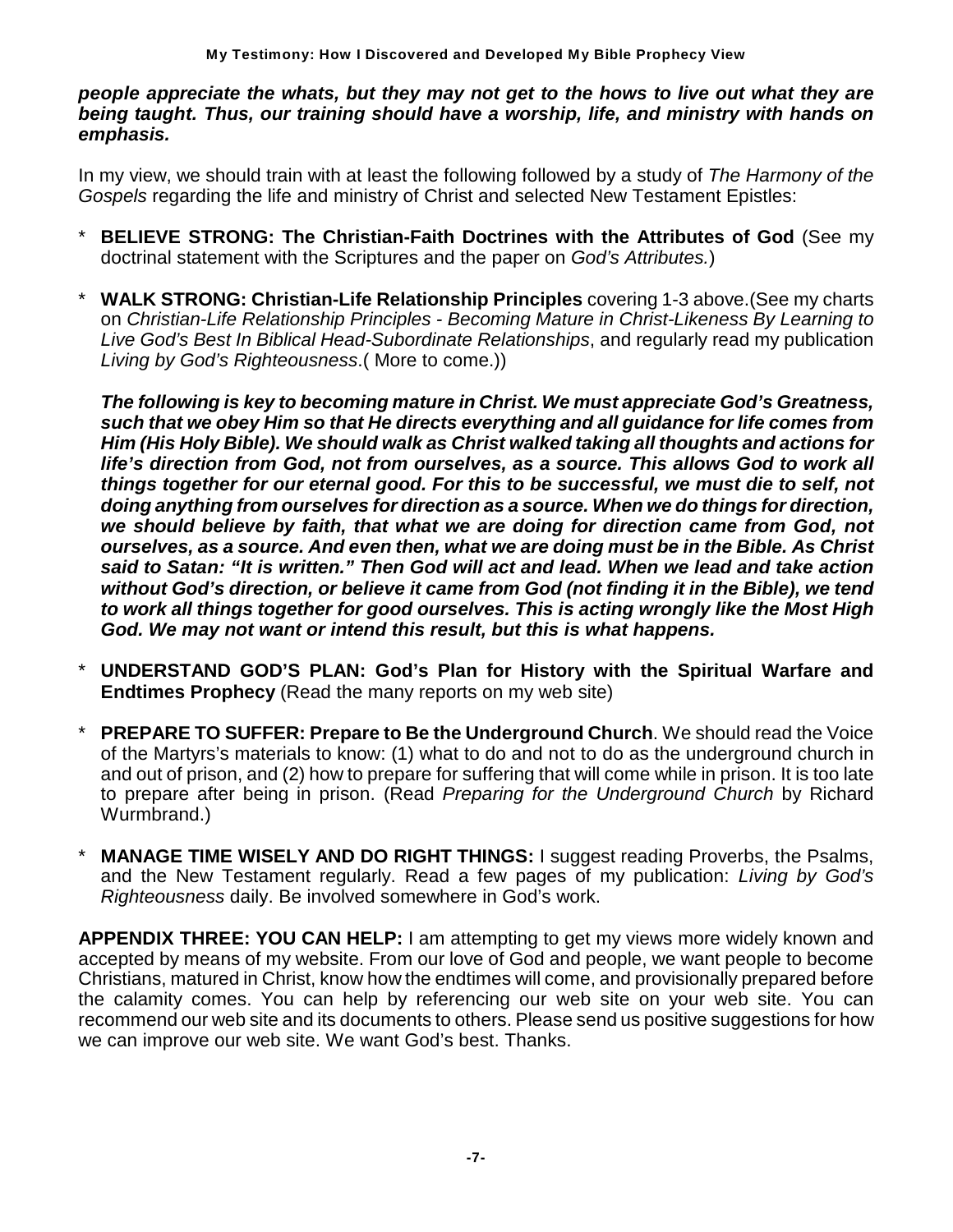***people appreciate the whats, but they may not get to the hows to live out what they are being taught. Thus, our training should have a worship, life, and ministry with hands on emphasis.***

In my view, we should train with at least the following followed by a study of *The Harmony of the Gospels* regarding the life and ministry of Christ and selected New Testament Epistles:

* **BELIEVE STRONG: The Christian-Faith Doctrines with the Attributes of God** (See my doctrinal statement with the Scriptures and the paper on *God's Attributes.*)

* **WALK STRONG: Christian-Life Relationship Principles** covering 1-3 above.(See my charts on *Christian-Life Relationship Principles - Becoming Mature in Christ-Likeness By Learning to Live God's Best In Biblical Head-Subordinate Relationships*, and regularly read my publication *Living by God's Righteousness*.( More to come.))

  ***The following is key to becoming mature in Christ. We must appreciate God's Greatness, such that we obey Him so that He directs everything and all guidance for life comes from Him (His Holy Bible). We should walk as Christ walked taking all thoughts and actions for life's direction from God, not from ourselves, as a source. This allows God to work all things together for our eternal good. For this to be successful, we must die to self, not doing anything from ourselves for direction as a source. When we do things for direction, we should believe by faith, that what we are doing for direction came from God, not ourselves, as a source. And even then, what we are doing must be in the Bible. As Christ said to Satan: "It is written." Then God will act and lead. When we lead and take action without God's direction, or believe it came from God (not finding it in the Bible), we tend to work all things together for good ourselves. This is acting wrongly like the Most High God. We may not want or intend this result, but this is what happens.***

* **UNDERSTAND GOD'S PLAN: God's Plan for History with the Spiritual Warfare and Endtimes Prophecy** (Read the many reports on my web site)

* **PREPARE TO SUFFER: Prepare to Be the Underground Church**. We should read the Voice of the Martyrs's materials to know: (1) what to do and not to do as the underground church in and out of prison, and (2) how to prepare for suffering that will come while in prison. It is too late to prepare after being in prison. (Read *Preparing for the Underground Church* by Richard Wurmbrand.)

* **MANAGE TIME WISELY AND DO RIGHT THINGS:** I suggest reading Proverbs, the Psalms, and the New Testament regularly. Read a few pages of my publication: *Living by God's Righteousness* daily. Be involved somewhere in God's work.

**APPENDIX THREE: YOU CAN HELP:** I am attempting to get my views more widely known and accepted by means of my website. From our love of God and people, we want people to become Christians, matured in Christ, know how the endtimes will come, and provisionally prepared before the calamity comes. You can help by referencing our web site on your web site. You can recommend our web site and its documents to others. Please send us positive suggestions for how we can improve our web site. We want God's best. Thanks.